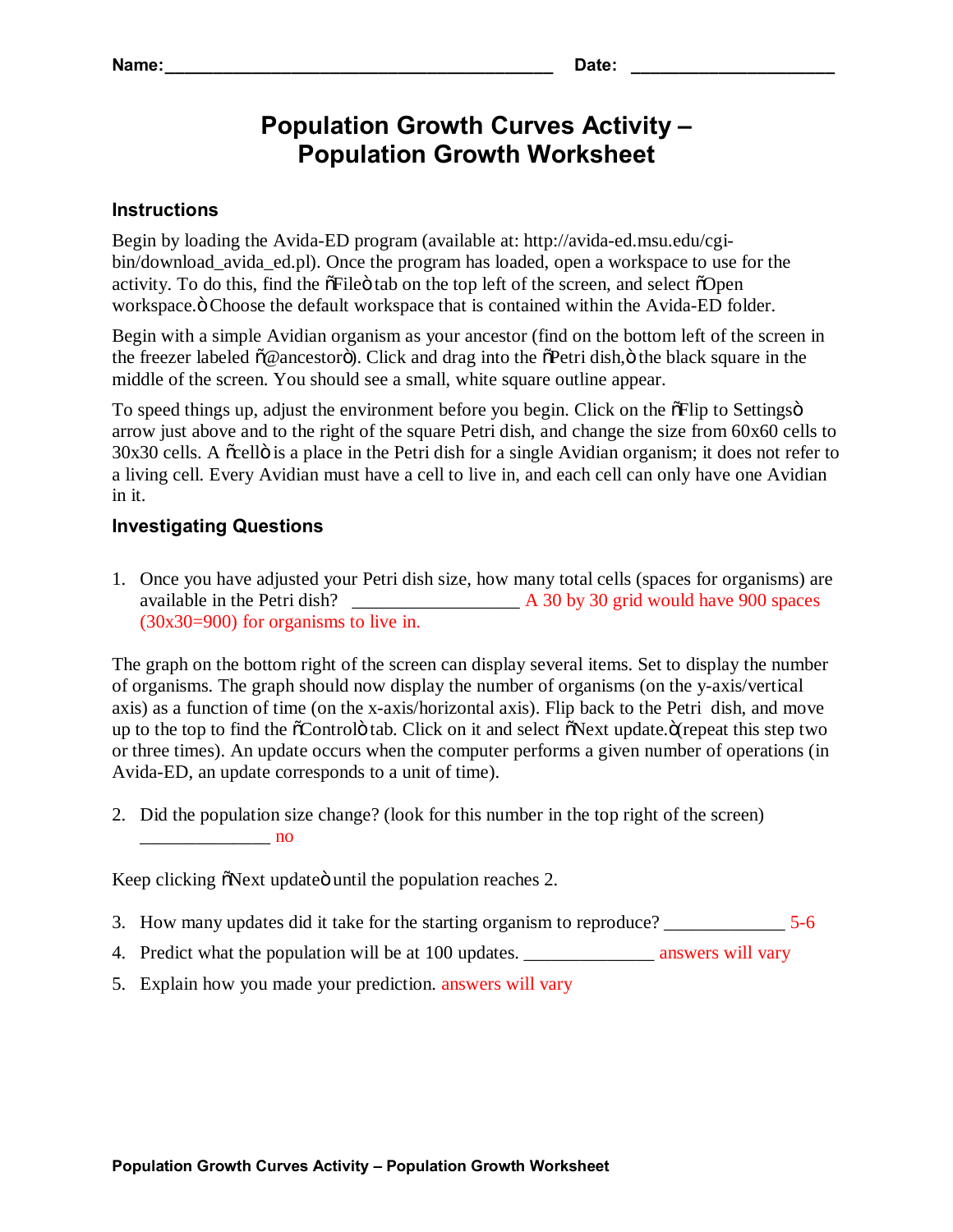Name:_________________________________________ Date: _____________________

# Population Growth Curves Activity – Population Growth Worksheet

## Instructions

Begin by loading the Avida-ED program (available at: http://avida-ed.msu.edu/cgi-bin/download_avida_ed.pl). Once the program has loaded, open a workspace to use for the activity. To do this, find the õFileö tab on the top left of the screen, and select õOpen workspace.ö Choose the default workspace that is contained within the Avida-ED folder.

Begin with a simple Avidian organism as your ancestor (find on the bottom left of the screen in the freezer labeled õ@ancestorö). Click and drag into the õPetri dish,ö the black square in the middle of the screen. You should see a small, white square outline appear.

To speed things up, adjust the environment before you begin. Click on the õFlip to Settingsö arrow just above and to the right of the square Petri dish, and change the size from 60x60 cells to 30x30 cells. A õcellö is a place in the Petri dish for a single Avidian organism; it does not refer to a living cell. Every Avidian must have a cell to live in, and each cell can only have one Avidian in it.

## Investigating Questions

1. Once you have adjusted your Petri dish size, how many total cells (spaces for organisms) are available in the Petri dish? _________________ A 30 by 30 grid would have 900 spaces (30x30=900) for organisms to live in.

The graph on the bottom right of the screen can display several items. Set to display the number of organisms. The graph should now display the number of organisms (on the y-axis/vertical axis) as a function of time (on the x-axis/horizontal axis). Flip back to the Petri dish, and move up to the top to find the õControlö tab. Click on it and select õNext update.ö (repeat this step two or three times). An update occurs when the computer performs a given number of operations (in Avida-ED, an update corresponds to a unit of time).

2. Did the population size change? (look for this number in the top right of the screen) ______________ no

Keep clicking õNext updateö until the population reaches 2.

3. How many updates did it take for the starting organism to reproduce? _____________ 5-6
4. Predict what the population will be at 100 updates. ______________ answers will vary
5. Explain how you made your prediction. answers will vary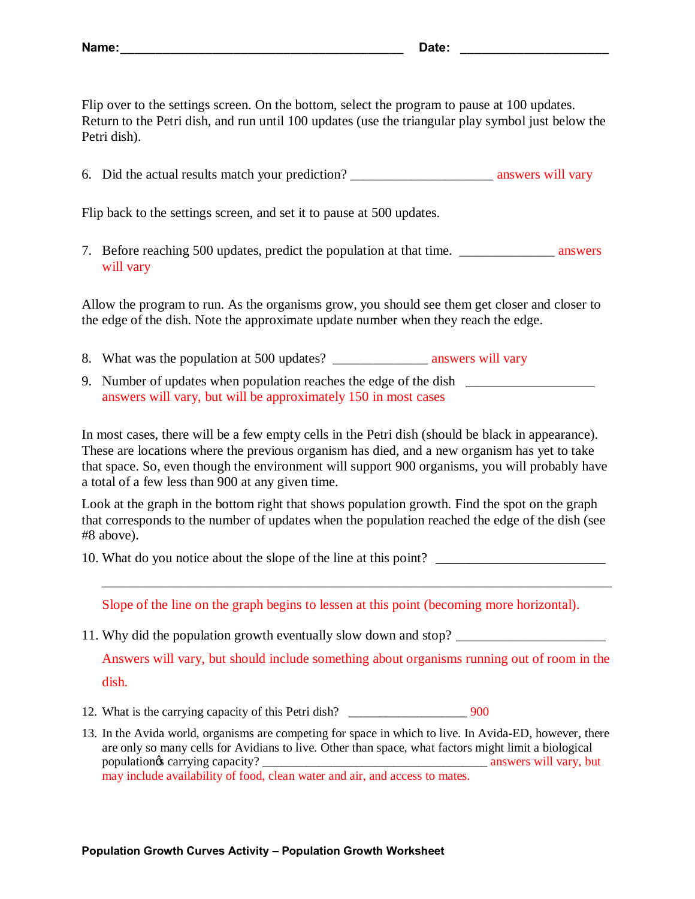**Name:**\_\_\_\_\_\_\_\_\_\_\_\_\_\_\_\_\_\_\_\_\_\_\_\_\_\_\_\_\_\_\_\_\_\_\_\_\_\_\_\_\_\_ **Date:** \_\_\_\_\_\_\_\_\_\_\_\_\_\_\_\_\_\_\_\_\_\_

Flip over to the settings screen. On the bottom, select the program to pause at 100 updates. Return to the Petri dish, and run until 100 updates (use the triangular play symbol just below the Petri dish).

6. Did the actual results match your prediction? \_\_\_\_\_\_\_\_\_\_\_\_\_\_\_\_\_\_\_\_\_ answers will vary

Flip back to the settings screen, and set it to pause at 500 updates.

7. Before reaching 500 updates, predict the population at that time. \_\_\_\_\_\_\_\_\_\_\_\_\_\_ answers will vary

Allow the program to run. As the organisms grow, you should see them get closer and closer to the edge of the dish. Note the approximate update number when they reach the edge.

8. What was the population at 500 updates? \_\_\_\_\_\_\_\_\_\_\_\_\_\_ answers will vary
9. Number of updates when population reaches the edge of the dish \_\_\_\_\_\_\_\_\_\_\_\_\_\_\_\_\_\_\_ answers will vary, but will be approximately 150 in most cases

In most cases, there will be a few empty cells in the Petri dish (should be black in appearance). These are locations where the previous organism has died, and a new organism has yet to take that space. So, even though the environment will support 900 organisms, you will probably have a total of a few less than 900 at any given time.

Look at the graph in the bottom right that shows population growth. Find the spot on the graph that corresponds to the number of updates when the population reached the edge of the dish (see #8 above).

10. What do you notice about the slope of the line at this point? \_\_\_\_\_\_\_\_\_\_\_\_\_\_\_\_\_\_\_\_\_\_\_\_\_

    \_\_\_\_\_\_\_\_\_\_\_\_\_\_\_\_\_\_\_\_\_\_\_\_\_\_\_\_\_\_\_\_\_\_\_\_\_\_\_\_\_\_\_\_\_\_\_\_\_\_\_\_\_\_\_\_\_\_\_\_\_\_\_\_\_\_\_\_\_\_\_\_\_\_

    Slope of the line on the graph begins to lessen at this point (becoming more horizontal).

11. Why did the population growth eventually slow down and stop? \_\_\_\_\_\_\_\_\_\_\_\_\_\_\_\_\_\_\_\_\_\_

    Answers will vary, but should include something about organisms running out of room in the dish.

12. What is the carrying capacity of this Petri dish? \_\_\_\_\_\_\_\_\_\_\_\_\_\_\_\_\_\_ 900
13. In the Avida world, organisms are competing for space in which to live. In Avida-ED, however, there are only so many cells for Avidians to live. Other than space, what factors might limit a biological population's carrying capacity? \_\_\_\_\_\_\_\_\_\_\_\_\_\_\_\_\_\_\_\_\_\_\_\_\_\_\_\_\_\_\_\_\_\_\_\_ answers will vary, but may include availability of food, clean water and air, and access to mates.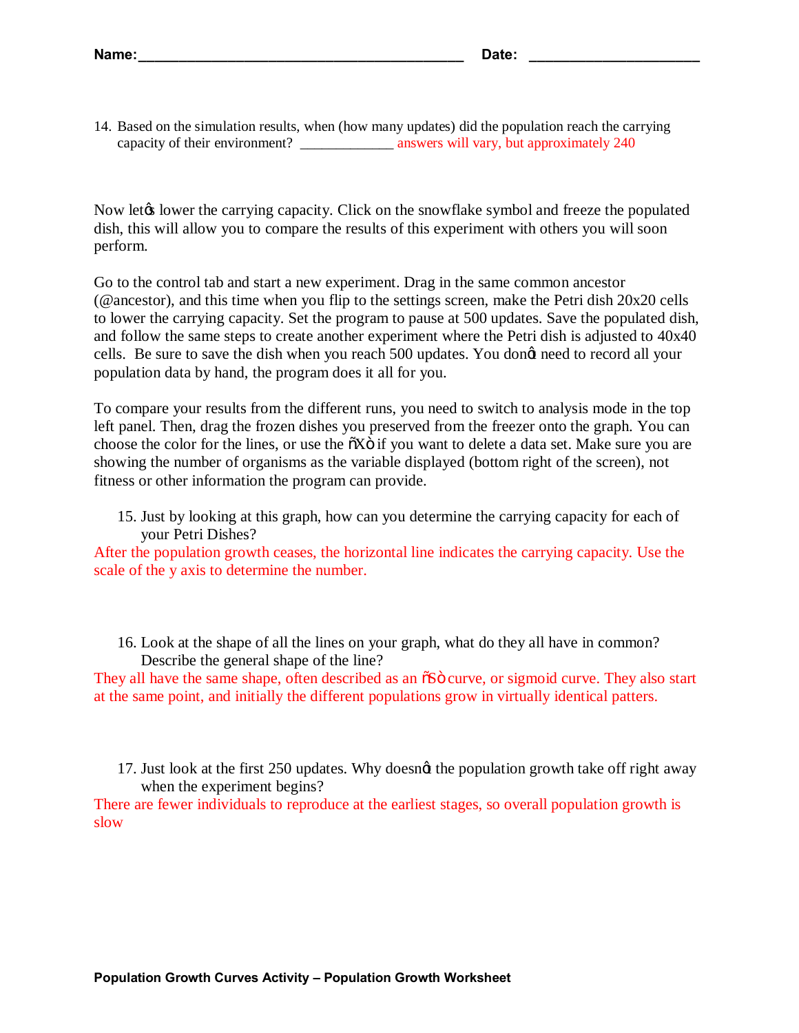Name:___________________________________________ Date: ______________________

14. Based on the simulation results, when (how many updates) did the population reach the carrying capacity of their environment? _____________ answers will vary, but approximately 240

Now let's lower the carrying capacity. Click on the snowflake symbol and freeze the populated dish, this will allow you to compare the results of this experiment with others you will soon perform.

Go to the control tab and start a new experiment. Drag in the same common ancestor (@ancestor), and this time when you flip to the settings screen, make the Petri dish 20x20 cells to lower the carrying capacity. Set the program to pause at 500 updates. Save the populated dish, and follow the same steps to create another experiment where the Petri dish is adjusted to 40x40 cells. Be sure to save the dish when you reach 500 updates. You don't need to record all your population data by hand, the program does it all for you.

To compare your results from the different runs, you need to switch to analysis mode in the top left panel. Then, drag the frozen dishes you preserved from the freezer onto the graph. You can choose the color for the lines, or use the "X" if you want to delete a data set. Make sure you are showing the number of organisms as the variable displayed (bottom right of the screen), not fitness or other information the program can provide.

15. Just by looking at this graph, how can you determine the carrying capacity for each of your Petri Dishes?

After the population growth ceases, the horizontal line indicates the carrying capacity. Use the scale of the y axis to determine the number.

16. Look at the shape of all the lines on your graph, what do they all have in common? Describe the general shape of the line?

They all have the same shape, often described as an "S" curve, or sigmoid curve. They also start at the same point, and initially the different populations grow in virtually identical patters.

17. Just look at the first 250 updates. Why doesn't the population growth take off right away when the experiment begins?

There are fewer individuals to reproduce at the earliest stages, so overall population growth is slow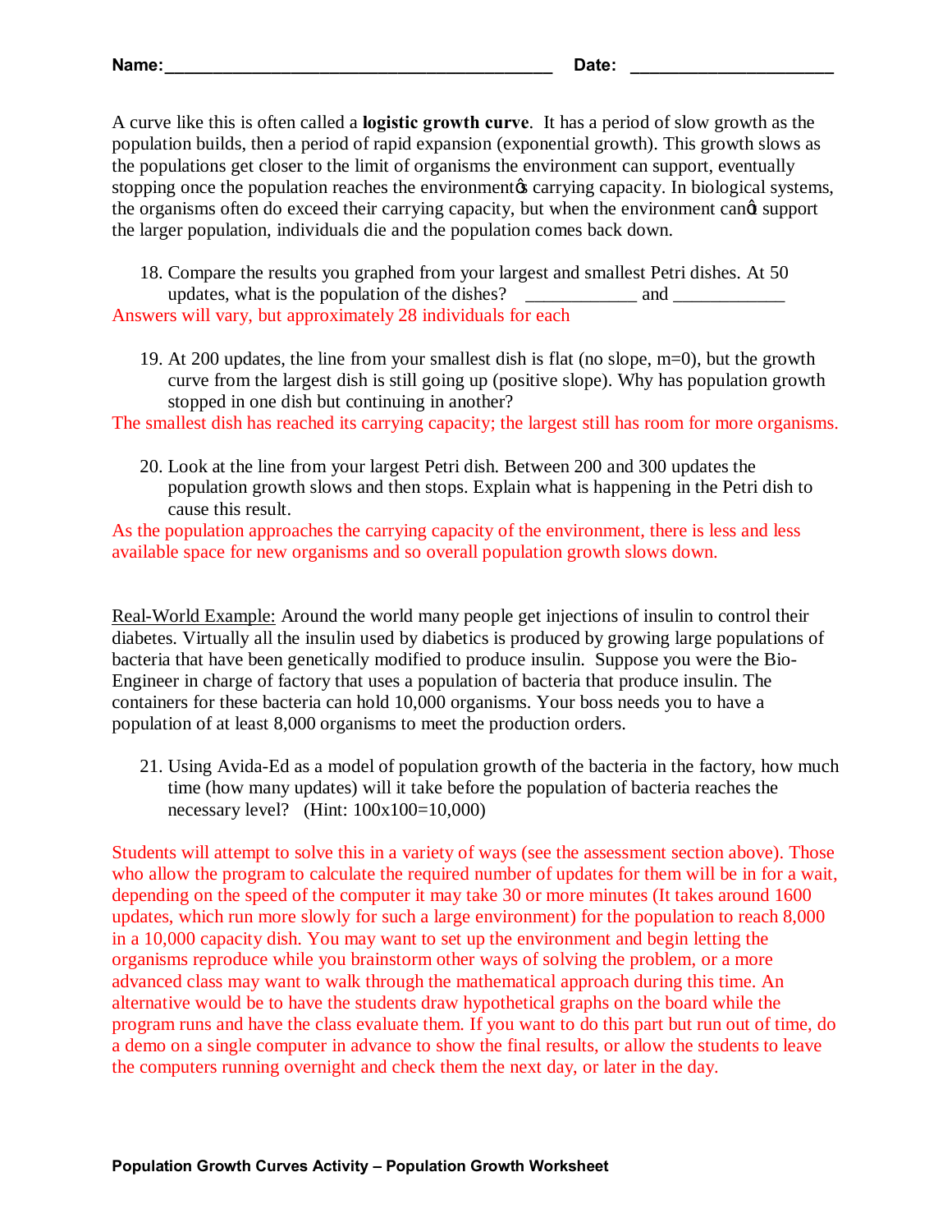Name:__________________________________________ Date: _____________________

A curve like this is often called a **logistic growth curve**. It has a period of slow growth as the population builds, then a period of rapid expansion (exponential growth). This growth slows as the populations get closer to the limit of organisms the environment can support, eventually stopping once the population reaches the environment's carrying capacity. In biological systems, the organisms often do exceed their carrying capacity, but when the environment can't support the larger population, individuals die and the population comes back down.

18. Compare the results you graphed from your largest and smallest Petri dishes. At 50 updates, what is the population of the dishes? ____________ and ____________

Answers will vary, but approximately 28 individuals for each

19. At 200 updates, the line from your smallest dish is flat (no slope, m=0), but the growth curve from the largest dish is still going up (positive slope). Why has population growth stopped in one dish but continuing in another?

The smallest dish has reached its carrying capacity; the largest still has room for more organisms.

20. Look at the line from your largest Petri dish. Between 200 and 300 updates the population growth slows and then stops. Explain what is happening in the Petri dish to cause this result.

As the population approaches the carrying capacity of the environment, there is less and less available space for new organisms and so overall population growth slows down.

Real-World Example: Around the world many people get injections of insulin to control their diabetes. Virtually all the insulin used by diabetics is produced by growing large populations of bacteria that have been genetically modified to produce insulin. Suppose you were the Bio-Engineer in charge of factory that uses a population of bacteria that produce insulin. The containers for these bacteria can hold 10,000 organisms. Your boss needs you to have a population of at least 8,000 organisms to meet the production orders.

21. Using Avida-Ed as a model of population growth of the bacteria in the factory, how much time (how many updates) will it take before the population of bacteria reaches the necessary level? (Hint: 100x100=10,000)

Students will attempt to solve this in a variety of ways (see the assessment section above). Those who allow the program to calculate the required number of updates for them will be in for a wait, depending on the speed of the computer it may take 30 or more minutes (It takes around 1600 updates, which run more slowly for such a large environment) for the population to reach 8,000 in a 10,000 capacity dish. You may want to set up the environment and begin letting the organisms reproduce while you brainstorm other ways of solving the problem, or a more advanced class may want to walk through the mathematical approach during this time. An alternative would be to have the students draw hypothetical graphs on the board while the program runs and have the class evaluate them. If you want to do this part but run out of time, do a demo on a single computer in advance to show the final results, or allow the students to leave the computers running overnight and check them the next day, or later in the day.